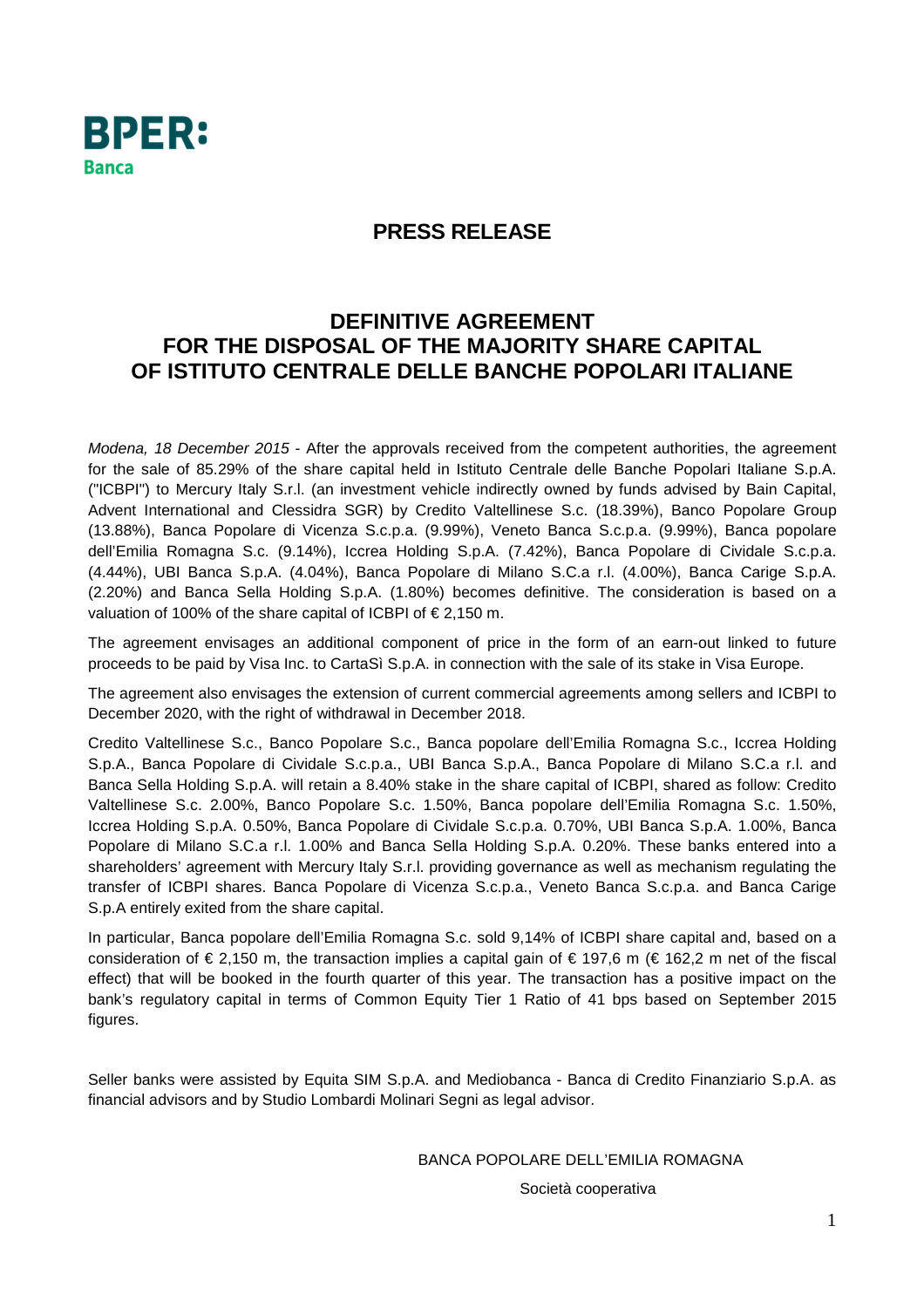BPER:
Banca

# PRESS RELEASE

## DEFINITIVE AGREEMENT FOR THE DISPOSAL OF THE MAJORITY SHARE CAPITAL OF ISTITUTO CENTRALE DELLE BANCHE POPOLARI ITALIANE

*Modena, 18 December 2015* - After the approvals received from the competent authorities, the agreement for the sale of 85.29% of the share capital held in Istituto Centrale delle Banche Popolari Italiane S.p.A. ("ICBPI") to Mercury Italy S.r.l. (an investment vehicle indirectly owned by funds advised by Bain Capital, Advent International and Clessidra SGR) by Credito Valtellinese S.c. (18.39%), Banco Popolare Group (13.88%), Banca Popolare di Vicenza S.c.p.a. (9.99%), Veneto Banca S.c.p.a. (9.99%), Banca popolare dell'Emilia Romagna S.c. (9.14%), Iccrea Holding S.p.A. (7.42%), Banca Popolare di Cividale S.c.p.a. (4.44%), UBI Banca S.p.A. (4.04%), Banca Popolare di Milano S.C.a r.l. (4.00%), Banca Carige S.p.A. (2.20%) and Banca Sella Holding S.p.A. (1.80%) becomes definitive. The consideration is based on a valuation of 100% of the share capital of ICBPI of € 2,150 m.

The agreement envisages an additional component of price in the form of an earn-out linked to future proceeds to be paid by Visa Inc. to CartaSì S.p.A. in connection with the sale of its stake in Visa Europe.

The agreement also envisages the extension of current commercial agreements among sellers and ICBPI to December 2020, with the right of withdrawal in December 2018.

Credito Valtellinese S.c., Banco Popolare S.c., Banca popolare dell'Emilia Romagna S.c., Iccrea Holding S.p.A., Banca Popolare di Cividale S.c.p.a., UBI Banca S.p.A., Banca Popolare di Milano S.C.a r.l. and Banca Sella Holding S.p.A. will retain a 8.40% stake in the share capital of ICBPI, shared as follow: Credito Valtellinese S.c. 2.00%, Banco Popolare S.c. 1.50%, Banca popolare dell'Emilia Romagna S.c. 1.50%, Iccrea Holding S.p.A. 0.50%, Banca Popolare di Cividale S.c.p.a. 0.70%, UBI Banca S.p.A. 1.00%, Banca Popolare di Milano S.C.a r.l. 1.00% and Banca Sella Holding S.p.A. 0.20%. These banks entered into a shareholders' agreement with Mercury Italy S.r.l. providing governance as well as mechanism regulating the transfer of ICBPI shares. Banca Popolare di Vicenza S.c.p.a., Veneto Banca S.c.p.a. and Banca Carige S.p.A entirely exited from the share capital.

In particular, Banca popolare dell'Emilia Romagna S.c. sold 9,14% of ICBPI share capital and, based on a consideration of € 2,150 m, the transaction implies a capital gain of € 197,6 m (€ 162,2 m net of the fiscal effect) that will be booked in the fourth quarter of this year. The transaction has a positive impact on the bank's regulatory capital in terms of Common Equity Tier 1 Ratio of 41 bps based on September 2015 figures.

Seller banks were assisted by Equita SIM S.p.A. and Mediobanca - Banca di Credito Finanziario S.p.A. as financial advisors and by Studio Lombardi Molinari Segni as legal advisor.

BANCA POPOLARE DELL'EMILIA ROMAGNA

Società cooperativa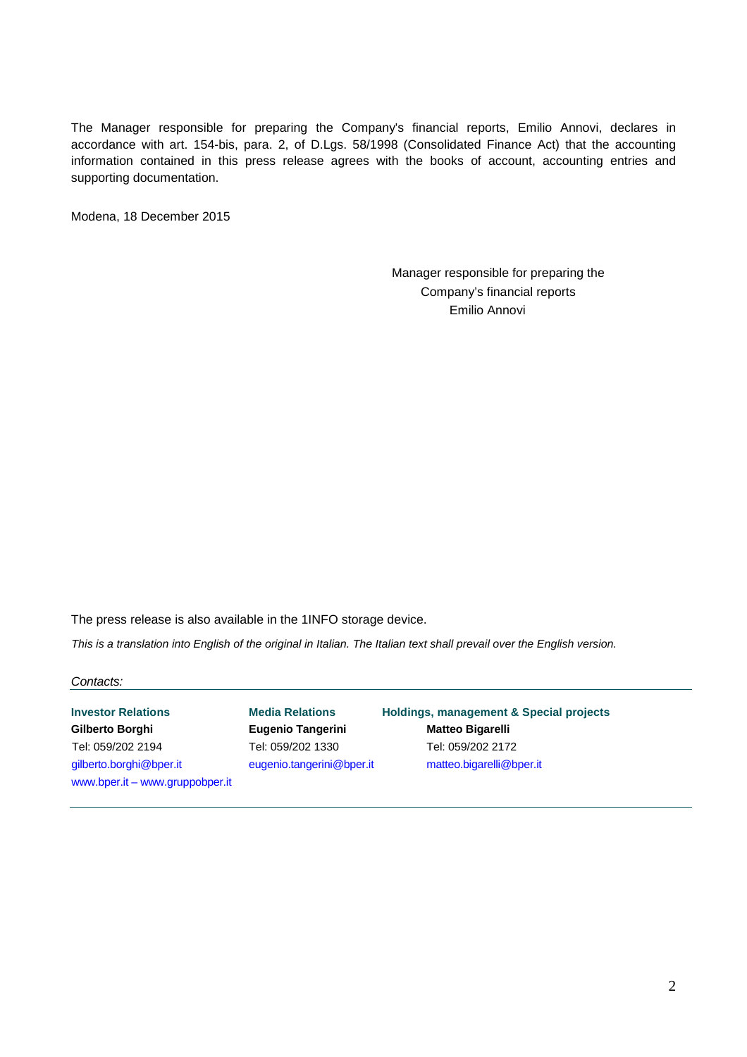The Manager responsible for preparing the Company's financial reports, Emilio Annovi, declares in accordance with art. 154-bis, para. 2, of D.Lgs. 58/1998 (Consolidated Finance Act) that the accounting information contained in this press release agrees with the books of account, accounting entries and supporting documentation.

Modena, 18 December 2015

Manager responsible for preparing the
Company's financial reports
Emilio Annovi

The press release is also available in the 1INFO storage device.

*This is a translation into English of the original in Italian. The Italian text shall prevail over the English version.*

*Contacts:*

| Investor Relations | Media Relations | Holdings, management & Special projects |
|---|---|---|
| **Gilberto Borghi** | **Eugenio Tangerini** | **Matteo Bigarelli** |
| Tel: 059/202 2194 | Tel: 059/202 1330 | Tel: 059/202 2172 |
| gilberto.borghi@bper.it | eugenio.tangerini@bper.it | matteo.bigarelli@bper.it |
| www.bper.it – www.gruppobper.it | | |